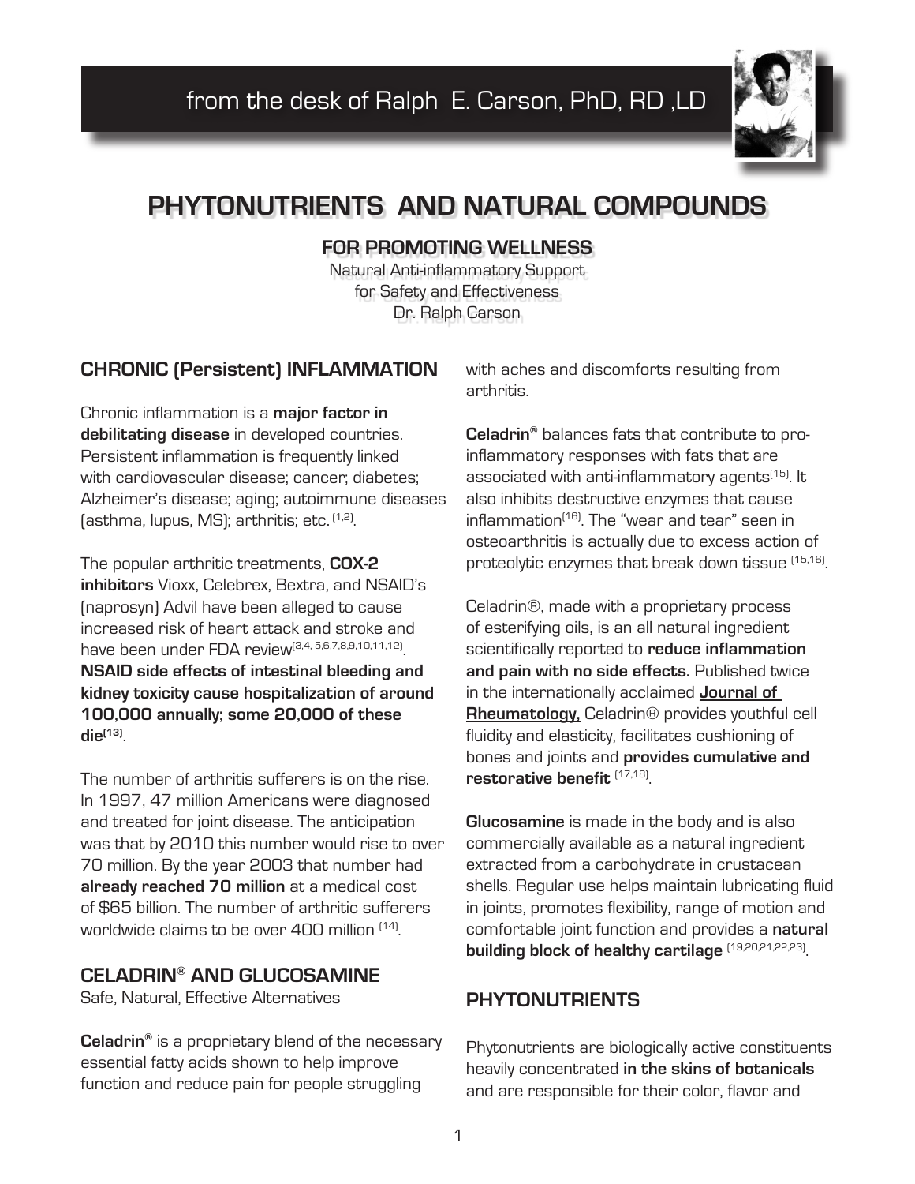from the desk of Ralph E. Carson, PhD, RD ,LD

# PHYTONUTRIENTS AND NATURAL COMPOUNDS

### FOR PROMOTING WELLNESS

Natural Anti-inflammatory Support
for Safety and Effectiveness
Dr. Ralph Carson

## CHRONIC (Persistent) INFLAMMATION

Chronic inflammation is a **major factor in debilitating disease** in developed countries. Persistent inflammation is frequently linked with cardiovascular disease; cancer; diabetes; Alzheimer's disease; aging; autoimmune diseases (asthma, lupus, MS); arthritis; etc. [1,2].

The popular arthritic treatments, **COX-2 inhibitors** Vioxx, Celebrex, Bextra, and NSAID's (naprosyn) Advil have been alleged to cause increased risk of heart attack and stroke and have been under FDA review[3,4, 5,6,7,8,9,10,11,12]. **NSAID side effects of intestinal bleeding and kidney toxicity cause hospitalization of around 100,000 annually; some 20,000 of these die[13]**.

The number of arthritis sufferers is on the rise. In 1997, 47 million Americans were diagnosed and treated for joint disease. The anticipation was that by 2010 this number would rise to over 70 million. By the year 2003 that number had **already reached 70 million** at a medical cost of $65 billion. The number of arthritic sufferers worldwide claims to be over 400 million [14].

## CELADRIN® AND GLUCOSAMINE

Safe, Natural, Effective Alternatives

**Celadrin®** is a proprietary blend of the necessary essential fatty acids shown to help improve function and reduce pain for people struggling with aches and discomforts resulting from arthritis.

**Celadrin®** balances fats that contribute to pro-inflammatory responses with fats that are associated with anti-inflammatory agents[15]. It also inhibits destructive enzymes that cause inflammation[16]. The "wear and tear" seen in osteoarthritis is actually due to excess action of proteolytic enzymes that break down tissue [15,16].

Celadrin®, made with a proprietary process of esterifying oils, is an all natural ingredient scientifically reported to **reduce inflammation and pain with no side effects.** Published twice in the internationally acclaimed **Journal of Rheumatology,** Celadrin® provides youthful cell fluidity and elasticity, facilitates cushioning of bones and joints and **provides cumulative and restorative benefit** [17,18].

**Glucosamine** is made in the body and is also commercially available as a natural ingredient extracted from a carbohydrate in crustacean shells. Regular use helps maintain lubricating fluid in joints, promotes flexibility, range of motion and comfortable joint function and provides a **natural building block of healthy cartilage** [19,20,21,22,23].

## PHYTONUTRIENTS

Phytonutrients are biologically active constituents heavily concentrated **in the skins of botanicals** and are responsible for their color, flavor and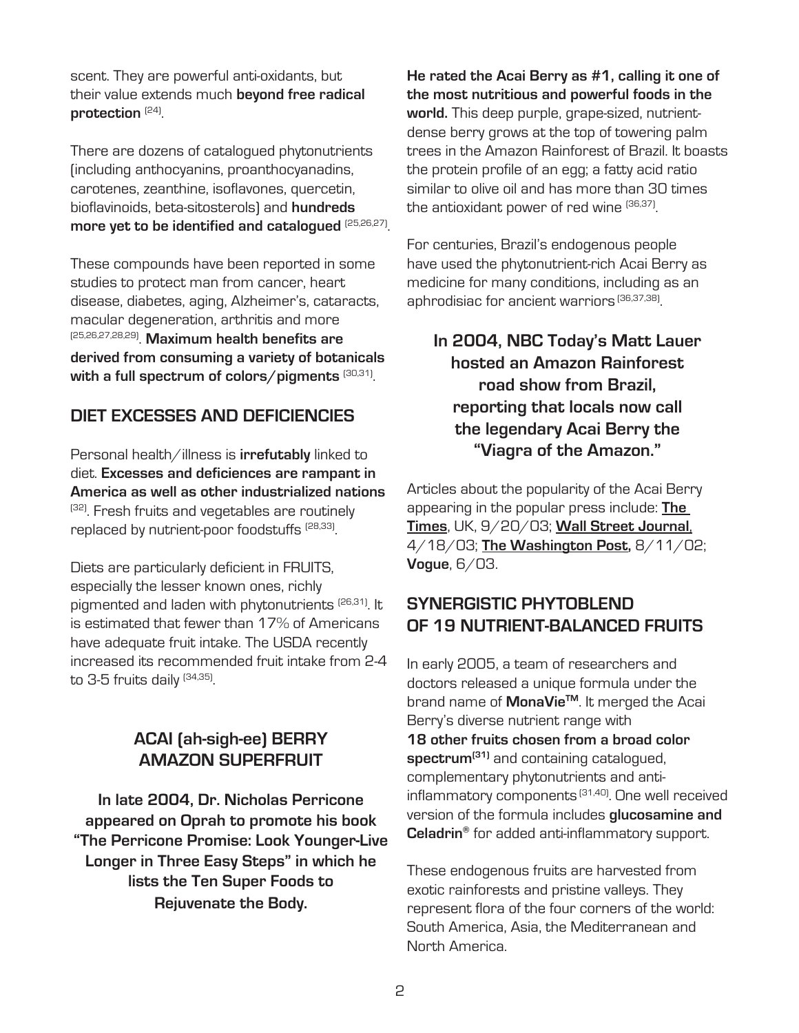scent. They are powerful anti-oxidants, but their value extends much **beyond free radical protection** [24].

There are dozens of catalogued phytonutrients (including anthocyanins, proanthocyanadins, carotenes, zeanthine, isoflavones, quercetin, bioflavinoids, beta-sitosterols) and **hundreds more yet to be identified and catalogued** [25,26,27].

These compounds have been reported in some studies to protect man from cancer, heart disease, diabetes, aging, Alzheimer's, cataracts, macular degeneration, arthritis and more [25,26,27,28,29]. **Maximum health benefits are derived from consuming a variety of botanicals with a full spectrum of colors/pigments** [30,31].

## DIET EXCESSES AND DEFICIENCIES

Personal health/illness is **irrefutably** linked to diet. **Excesses and deficiences are rampant in America as well as other industrialized nations** [32]. Fresh fruits and vegetables are routinely replaced by nutrient-poor foodstuffs [28,33].

Diets are particularly deficient in FRUITS, especially the lesser known ones, richly pigmented and laden with phytonutrients [26,31]. It is estimated that fewer than 17% of Americans have adequate fruit intake. The USDA recently increased its recommended fruit intake from 2-4 to 3-5 fruits daily [34,35].

## ACAI (ah-sigh-ee) BERRY AMAZON SUPERFRUIT

**In late 2004, Dr. Nicholas Perricone appeared on Oprah to promote his book "The Perricone Promise: Look Younger-Live Longer in Three Easy Steps" in which he lists the Ten Super Foods to Rejuvenate the Body.**

**He rated the Acai Berry as #1, calling it one of the most nutritious and powerful foods in the world.** This deep purple, grape-sized, nutrient-dense berry grows at the top of towering palm trees in the Amazon Rainforest of Brazil. It boasts the protein profile of an egg; a fatty acid ratio similar to olive oil and has more than 30 times the antioxidant power of red wine [36,37].

For centuries, Brazil's endogenous people have used the phytonutrient-rich Acai Berry as medicine for many conditions, including as an aphrodisiac for ancient warriors [36,37,38].

**In 2004, NBC Today's Matt Lauer hosted an Amazon Rainforest road show from Brazil, reporting that locals now call the legendary Acai Berry the "Viagra of the Amazon."**

Articles about the popularity of the Acai Berry appearing in the popular press include: **The Times**, UK, 9/20/03; **Wall Street Journal**, 4/18/03; **The Washington Post,** 8/11/02; **Vogue**, 6/03.

## SYNERGISTIC PHYTOBLEND OF 19 NUTRIENT-BALANCED FRUITS

In early 2005, a team of researchers and doctors released a unique formula under the brand name of **MonaVie™**. It merged the Acai Berry's diverse nutrient range with **18 other fruits chosen from a broad color spectrum**[31] and containing catalogued, complementary phytonutrients and anti-inflammatory components [31,40]. One well received version of the formula includes **glucosamine and Celadrin®** for added anti-inflammatory support.

These endogenous fruits are harvested from exotic rainforests and pristine valleys. They represent flora of the four corners of the world: South America, Asia, the Mediterranean and North America.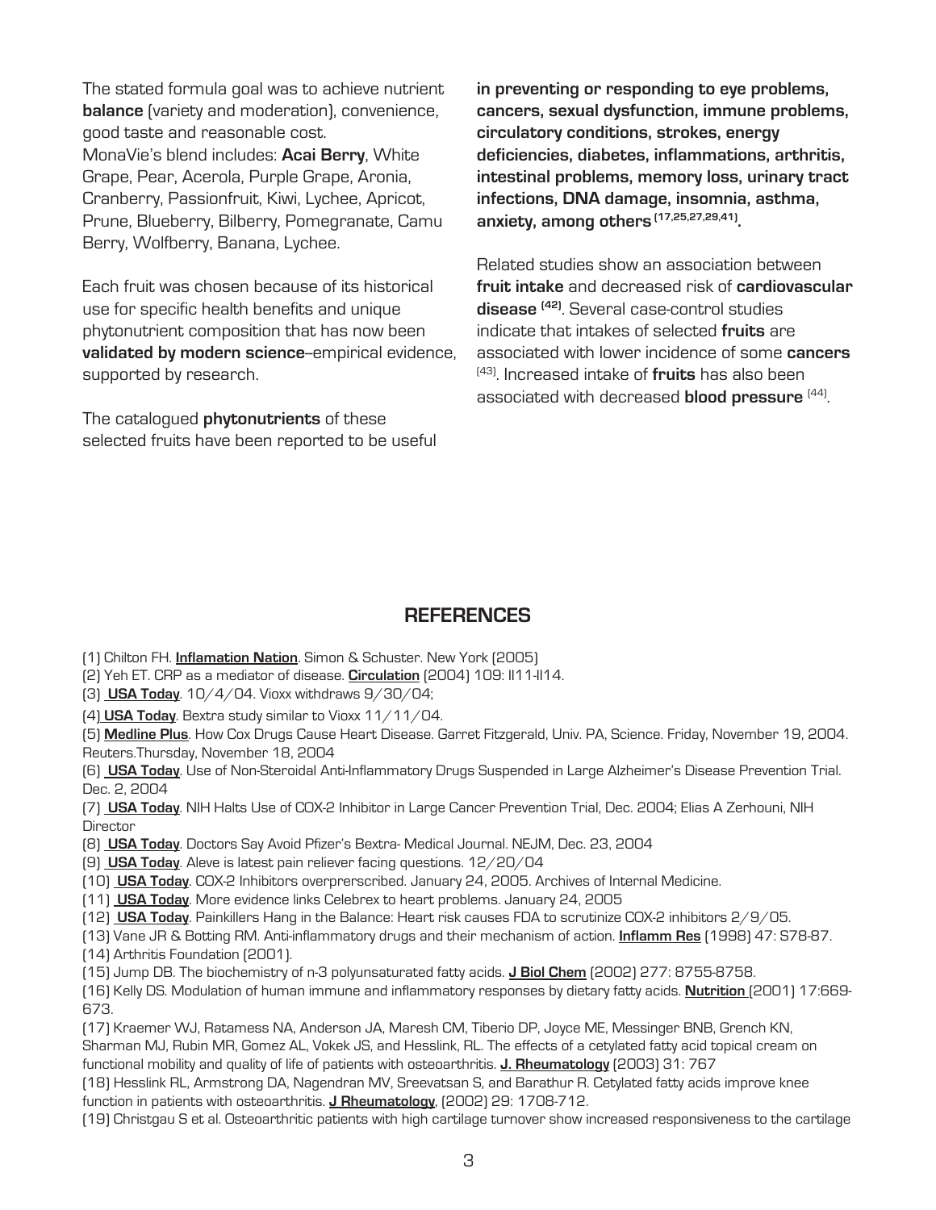The stated formula goal was to achieve nutrient **balance** (variety and moderation), convenience, good taste and reasonable cost.
MonaVie's blend includes: **Acai Berry**, White Grape, Pear, Acerola, Purple Grape, Aronia, Cranberry, Passionfruit, Kiwi, Lychee, Apricot, Prune, Blueberry, Bilberry, Pomegranate, Camu Berry, Wolfberry, Banana, Lychee.

Each fruit was chosen because of its historical use for specific health benefits and unique phytonutrient composition that has now been **validated by modern science**–empirical evidence, supported by research.

The catalogued **phytonutrients** of these selected fruits have been reported to be useful **in preventing or responding to eye problems, cancers, sexual dysfunction, immune problems, circulatory conditions, strokes, energy deficiencies, diabetes, inflammations, arthritis, intestinal problems, memory loss, urinary tract infections, DNA damage, insomnia, asthma, anxiety, among others [17,25,27,29,41].**

Related studies show an association between **fruit intake** and decreased risk of **cardiovascular disease** [42]. Several case-control studies indicate that intakes of selected **fruits** are associated with lower incidence of some **cancers** [43]. Increased intake of **fruits** has also been associated with decreased **blood pressure** [44].

## REFERENCES

(1) Chilton FH. **Inflamation Nation**. Simon & Schuster. New York (2005)
(2) Yeh ET. CRP as a mediator of disease. **Circulation** (2004) 109: II11-II14.
(3) **USA Today**. 10/4/04. Vioxx withdraws 9/30/04;
(4) **USA Today**. Bextra study similar to Vioxx 11/11/04.
(5) **Medline Plus**. How Cox Drugs Cause Heart Disease. Garret Fitzgerald, Univ. PA, Science. Friday, November 19, 2004. Reuters.Thursday, November 18, 2004
(6) **USA Today**. Use of Non-Steroidal Anti-Inflammatory Drugs Suspended in Large Alzheimer's Disease Prevention Trial. Dec. 2, 2004
(7) **USA Today**. NIH Halts Use of COX-2 Inhibitor in Large Cancer Prevention Trial, Dec. 2004; Elias A Zerhouni, NIH Director
(8) **USA Today**. Doctors Say Avoid Pfizer's Bextra- Medical Journal. NEJM, Dec. 23, 2004
(9) **USA Today**. Aleve is latest pain reliever facing questions. 12/20/04
(10) **USA Today**. COX-2 Inhibitors overprerscribed. January 24, 2005. Archives of Internal Medicine.
(11) **USA Today**. More evidence links Celebrex to heart problems. January 24, 2005
(12) **USA Today**. Painkillers Hang in the Balance: Heart risk causes FDA to scrutinize COX-2 inhibitors 2/9/05.
(13) Vane JR & Botting RM. Anti-inflammatory drugs and their mechanism of action. **Inflamm Res** (1998) 47: S78-87.
(14) Arthritis Foundation (2001).
(15) Jump DB. The biochemistry of n-3 polyunsaturated fatty acids. **J Biol Chem** (2002) 277: 8755-8758.
(16) Kelly DS. Modulation of human immune and inflammatory responses by dietary fatty acids. **Nutrition** (2001) 17:669-673.
(17) Kraemer WJ, Ratamess NA, Anderson JA, Maresh CM, Tiberio DP, Joyce ME, Messinger BNB, Grench KN, Sharman MJ, Rubin MR, Gomez AL, Vokek JS, and Hesslink, RL. The effects of a cetylated fatty acid topical cream on functional mobility and quality of life of patients with osteoarthritis. **J. Rheumatology** (2003) 31: 767
(18) Hesslink RL, Armstrong DA, Nagendran MV, Sreevatsan S, and Barathur R. Cetylated fatty acids improve knee function in patients with osteoarthritis. **J Rheumatology**, (2002) 29: 1708-712.
(19) Christgau S et al. Osteoarthritic patients with high cartilage turnover show increased responsiveness to the cartilage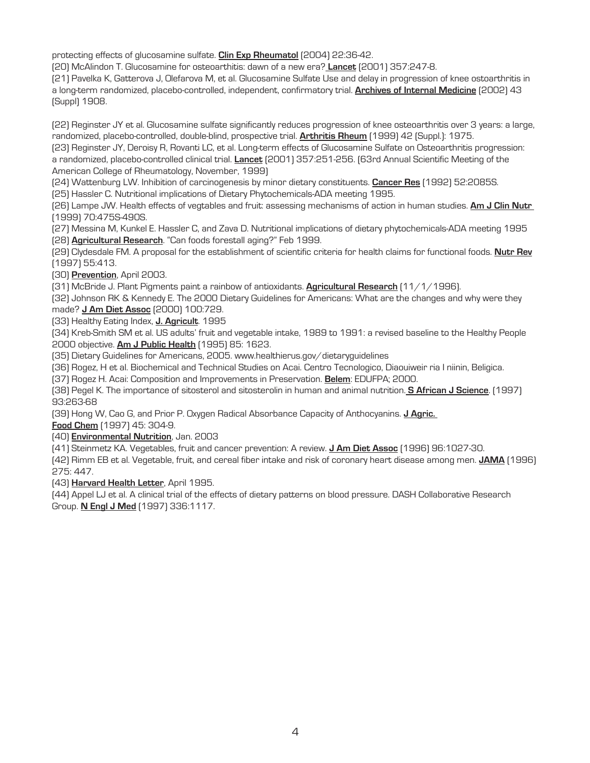protecting effects of glucosamine sulfate. **Clin Exp Rheumatol** (2004) 22:36-42.

(20) McAlindon T. Glucosamine for osteoarthitis: dawn of a new era? **Lancet** (2001) 357:247-8.

(21) Pavelka K, Gatterova J, Olefarova M, et al. Glucosamine Sulfate Use and delay in progression of knee ostoarthritis in a long-term randomized, placebo-controlled, independent, confirmatory trial. **Archives of Internal Medicine** (2002) 43 (Suppl) 1908.

(22) Reginster JY et al. Glucosamine sulfate significantly reduces progression of knee osteoarthritis over 3 years: a large, randomized, placebo-controlled, double-blind, prospective trial. **Arthritis Rheum** (1999) 42 (Suppl.): 1975.

(23) Reginster JY, Deroisy R, Rovanti LC, et al. Long-term effects of Glucosamine Sulfate on Osteoarthritis progression: a randomized, placebo-controlled clinical trial. **Lancet** (2001) 357:251-256. (63rd Annual Scientific Meeting of the American College of Rheumatology, November, 1999)

(24) Wattenburg LW. Inhibition of carcinogenesis by minor dietary constituents. **Cancer Res** (1992) 52:2085S.

(25) Hassler C. Nutritional implications of Dietary Phytochemicals-ADA meeting 1995.

(26) Lampe JW. Health effects of vegtables and fruit: assessing mechanisms of action in human studies. **Am J Clin Nutr** (1999) 70:475S-490S.

(27) Messina M, Kunkel E. Hassler C, and Zava D. Nutritional implications of dietary phytochemicals-ADA meeting 1995

(28) **Agricultural Research**. "Can foods forestall aging?" Feb 1999.

(29) Clydesdale FM. A proposal for the establishment of scientific criteria for health claims for functional foods. **Nutr Rev** (1997) 55:413.

(30) **Prevention**, April 2003.

(31) McBride J. Plant Pigments paint a rainbow of antioxidants. **Agricultural Research** (11/1/1996).

(32) Johnson RK & Kennedy E. The 2000 Dietary Guidelines for Americans: What are the changes and why were they made? **J Am Diet Assoc** (2000) 100:729.

(33) Healthy Eating Index, **J. Agricult**. 1995

(34) Kreb-Smith SM et al. US adults' fruit and vegetable intake, 1989 to 1991: a revised baseline to the Healthy People 2000 objective. **Am J Public Health** (1995) 85: 1623.

(35) Dietary Guidelines for Americans, 2005. www.healthierus.gov/dietaryguidelines

(36) Rogez, H et al. Biochemical and Technical Studies on Acai. Centro Tecnologico, Diaouiweir ria I niinin, Beligica.

(37) Rogez H. Acai: Composition and Improvements in Preservation. **Belem**: EDUFPA; 2000.

(38) Pegel K. The importance of sitosterol and sitosterolin in human and animal nutrition. **S African J Science**. (1997) 93:263-68

(39) Hong W, Cao G, and Prior P. Oxygen Radical Absorbance Capacity of Anthocyanins. **J Agric. Food Chem** (1997) 45: 304-9.

(40) **Environmental Nutrition**, Jan. 2003

(41) Steinmetz KA. Vegetables, fruit and cancer prevention: A review. **J Am Diet Assoc** (1996) 96:1027-30.

(42) Rimm EB et al. Vegetable, fruit, and cereal fiber intake and risk of coronary heart disease among men. **JAMA** (1996) 275: 447.

(43) **Harvard Health Letter**, April 1995.

(44) Appel LJ et al. A clinical trial of the effects of dietary patterns on blood pressure. DASH Collaborative Research Group. **N Engl J Med** (1997) 336:1117.